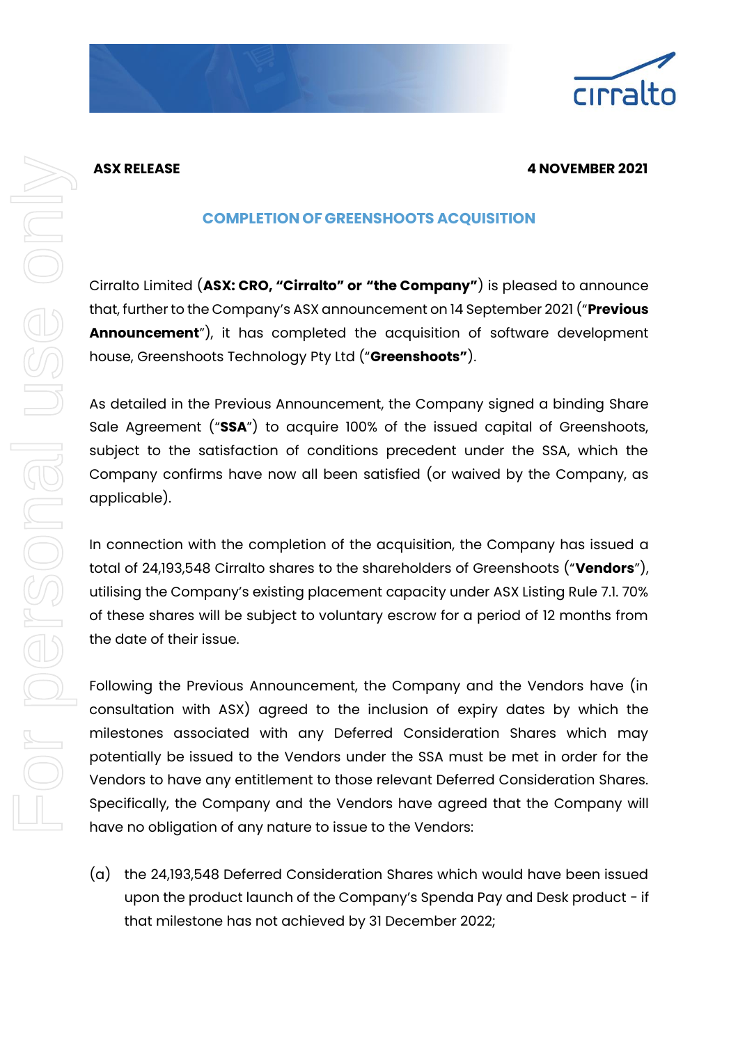**ASX RELEASE** **4 NOVEMBER 2021**

## COMPLETION OF GREENSHOOTS ACQUISITION

Cirralto Limited (**ASX: CRO, "Cirralto" or "the Company"**) is pleased to announce that, further to the Company's ASX announcement on 14 September 2021 ("**Previous Announcement**"), it has completed the acquisition of software development house, Greenshoots Technology Pty Ltd ("**Greenshoots"**).

As detailed in the Previous Announcement, the Company signed a binding Share Sale Agreement ("**SSA**") to acquire 100% of the issued capital of Greenshoots, subject to the satisfaction of conditions precedent under the SSA, which the Company confirms have now all been satisfied (or waived by the Company, as applicable).

In connection with the completion of the acquisition, the Company has issued a total of 24,193,548 Cirralto shares to the shareholders of Greenshoots ("**Vendors**"), utilising the Company's existing placement capacity under ASX Listing Rule 7.1. 70% of these shares will be subject to voluntary escrow for a period of 12 months from the date of their issue.

Following the Previous Announcement, the Company and the Vendors have (in consultation with ASX) agreed to the inclusion of expiry dates by which the milestones associated with any Deferred Consideration Shares which may potentially be issued to the Vendors under the SSA must be met in order for the Vendors to have any entitlement to those relevant Deferred Consideration Shares. Specifically, the Company and the Vendors have agreed that the Company will have no obligation of any nature to issue to the Vendors:

(a) the 24,193,548 Deferred Consideration Shares which would have been issued upon the product launch of the Company's Spenda Pay and Desk product - if that milestone has not achieved by 31 December 2022;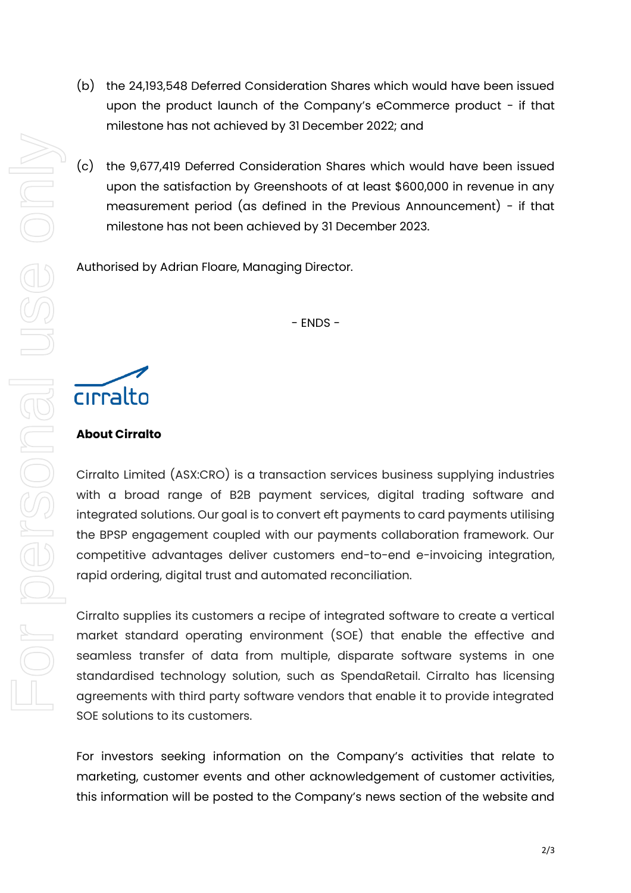(b) the 24,193,548 Deferred Consideration Shares which would have been issued upon the product launch of the Company's eCommerce product - if that milestone has not achieved by 31 December 2022; and

(c) the 9,677,419 Deferred Consideration Shares which would have been issued upon the satisfaction by Greenshoots of at least $600,000 in revenue in any measurement period (as defined in the Previous Announcement) - if that milestone has not been achieved by 31 December 2023.

Authorised by Adrian Floare, Managing Director.

- ENDS -

cirralto

**About Cirralto**

Cirralto Limited (ASX:CRO) is a transaction services business supplying industries with a broad range of B2B payment services, digital trading software and integrated solutions. Our goal is to convert eft payments to card payments utilising the BPSP engagement coupled with our payments collaboration framework. Our competitive advantages deliver customers end-to-end e-invoicing integration, rapid ordering, digital trust and automated reconciliation.

Cirralto supplies its customers a recipe of integrated software to create a vertical market standard operating environment (SOE) that enable the effective and seamless transfer of data from multiple, disparate software systems in one standardised technology solution, such as SpendaRetail. Cirralto has licensing agreements with third party software vendors that enable it to provide integrated SOE solutions to its customers.

For investors seeking information on the Company's activities that relate to marketing, customer events and other acknowledgement of customer activities, this information will be posted to the Company's news section of the website and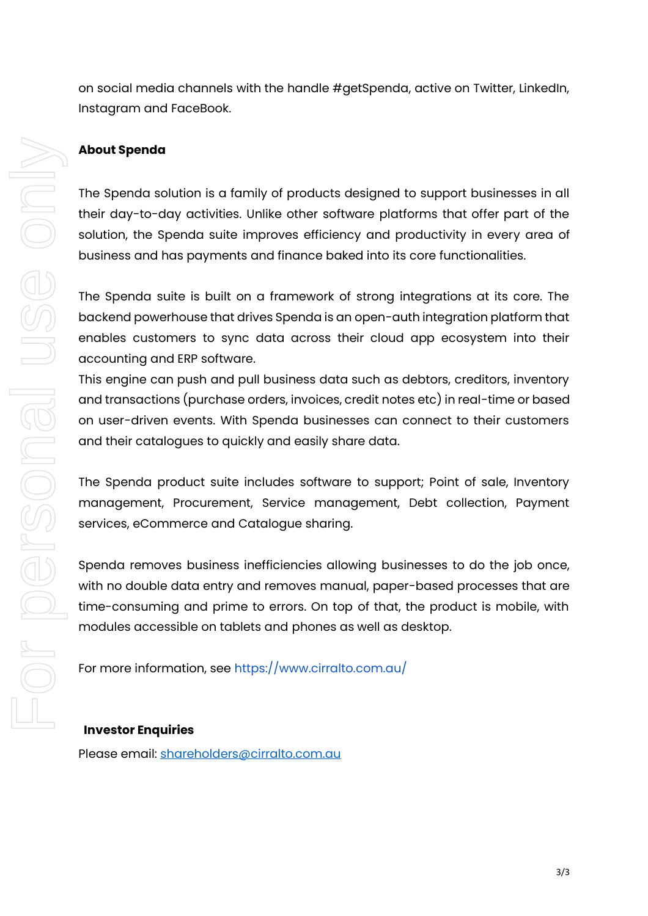on social media channels with the handle #getSpenda, active on Twitter, LinkedIn, Instagram and FaceBook.

**About Spenda**

The Spenda solution is a family of products designed to support businesses in all their day-to-day activities. Unlike other software platforms that offer part of the solution, the Spenda suite improves efficiency and productivity in every area of business and has payments and finance baked into its core functionalities.

The Spenda suite is built on a framework of strong integrations at its core. The backend powerhouse that drives Spenda is an open-auth integration platform that enables customers to sync data across their cloud app ecosystem into their accounting and ERP software.
This engine can push and pull business data such as debtors, creditors, inventory and transactions (purchase orders, invoices, credit notes etc) in real-time or based on user-driven events. With Spenda businesses can connect to their customers and their catalogues to quickly and easily share data.

The Spenda product suite includes software to support; Point of sale, Inventory management, Procurement, Service management, Debt collection, Payment services, eCommerce and Catalogue sharing.

Spenda removes business inefficiencies allowing businesses to do the job once, with no double data entry and removes manual, paper-based processes that are time-consuming and prime to errors. On top of that, the product is mobile, with modules accessible on tablets and phones as well as desktop.

For more information, see https://www.cirralto.com.au/

**Investor Enquiries**

Please email: shareholders@cirralto.com.au